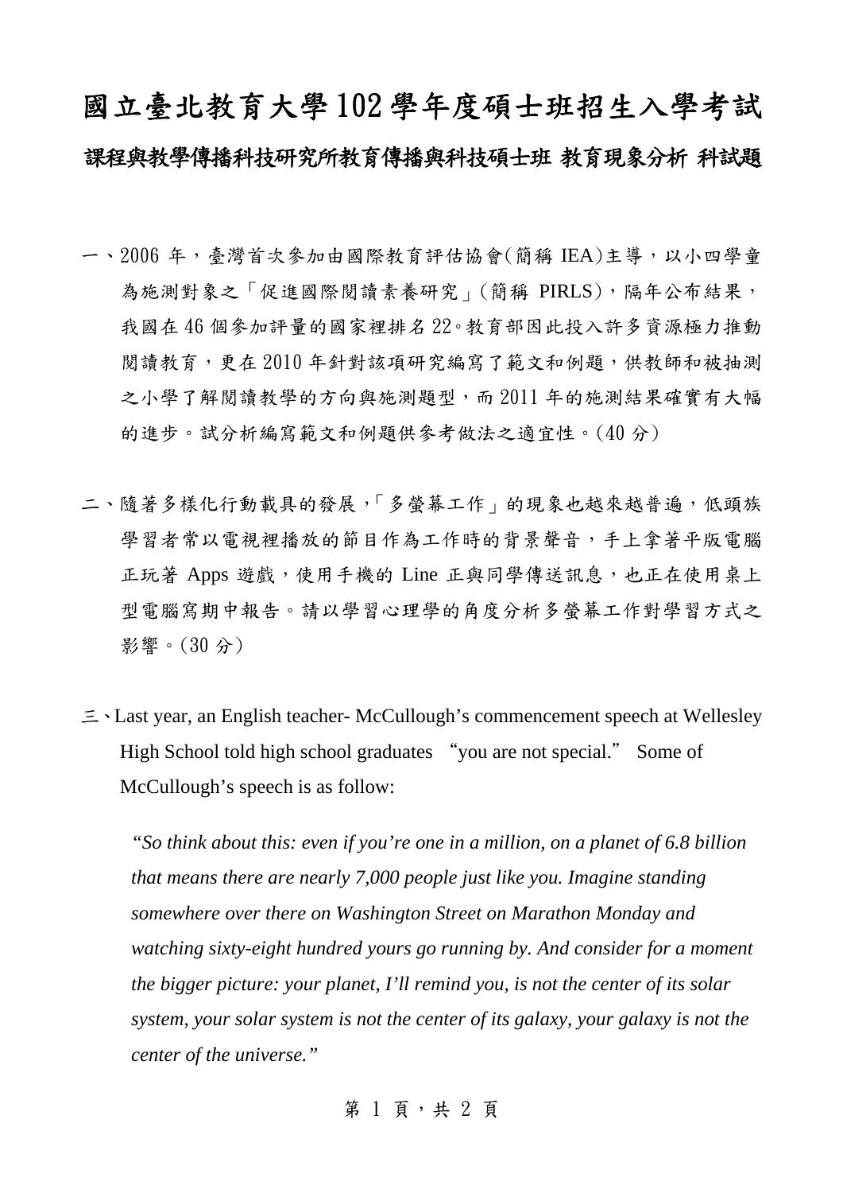# 國立臺北教育大學102學年度碩士班招生入學考試

## 課程與教學傳播科技研究所教育傳播與科技碩士班 教育現象分析 科試題

一、2006 年，臺灣首次參加由國際教育評估協會(簡稱 IEA)主導，以小四學童為施測對象之「促進國際閱讀素養研究」(簡稱 PIRLS)，隔年公布結果，我國在 46 個參加評量的國家裡排名 22。教育部因此投入許多資源極力推動閱讀教育，更在 2010 年針對該項研究編寫了範文和例題，供教師和被抽測之小學了解閱讀教學的方向與施測題型，而 2011 年的施測結果確實有大幅的進步。試分析編寫範文和例題供參考做法之適宜性。(40 分)

二、隨著多樣化行動載具的發展，「多螢幕工作」的現象也越來越普遍，低頭族學習者常以電視裡播放的節目作為工作時的背景聲音，手上拿著平版電腦正玩著 Apps 遊戲，使用手機的 Line 正與同學傳送訊息，也正在使用桌上型電腦寫期中報告。請以學習心理學的角度分析多螢幕工作對學習方式之影響。(30 分)

三、Last year, an English teacher- McCullough's commencement speech at Wellesley High School told high school graduates "you are not special." Some of McCullough's speech is as follow:

> *"So think about this: even if you're one in a million, on a planet of 6.8 billion that means there are nearly 7,000 people just like you. Imagine standing somewhere over there on Washington Street on Marathon Monday and watching sixty-eight hundred yours go running by. And consider for a moment the bigger picture: your planet, I'll remind you, is not the center of its solar system, your solar system is not the center of its galaxy, your galaxy is not the center of the universe."*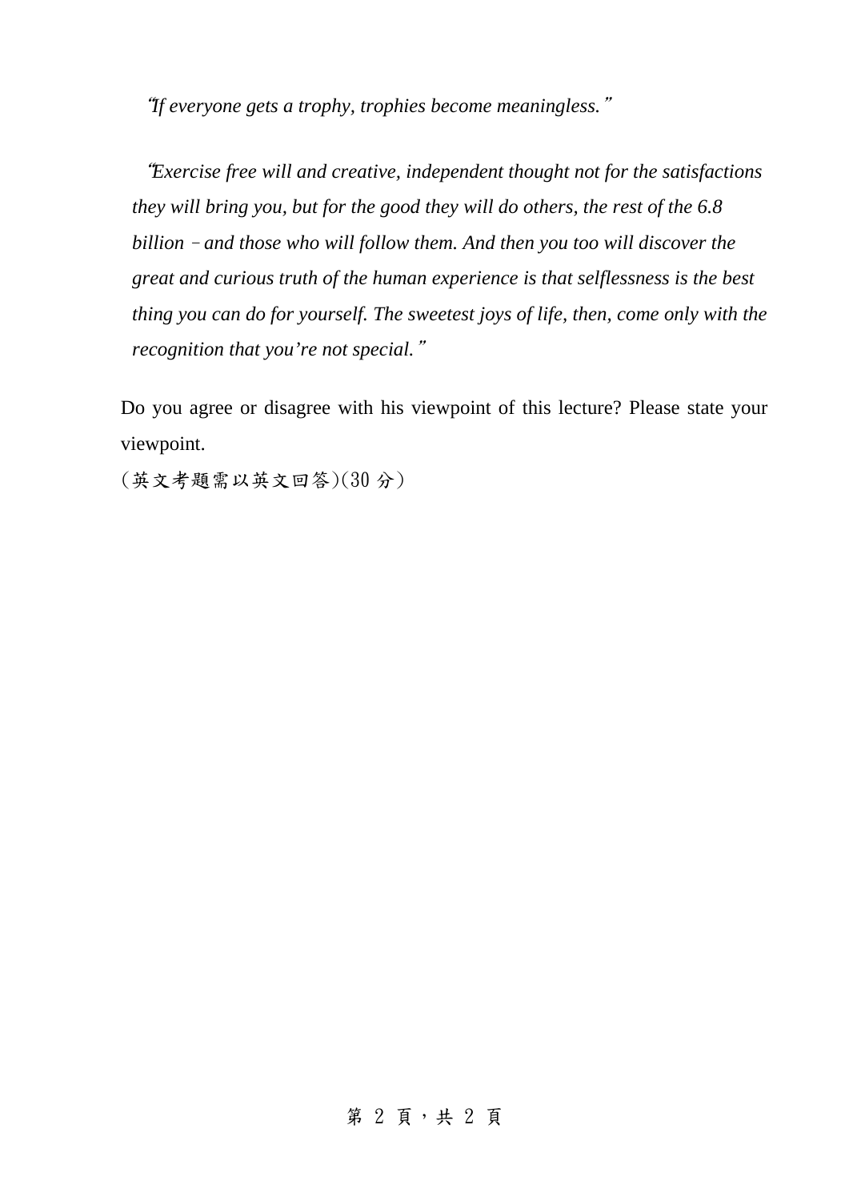*"If everyone gets a trophy, trophies become meaningless."*

*"Exercise free will and creative, independent thought not for the satisfactions they will bring you, but for the good they will do others, the rest of the 6.8 billion – and those who will follow them. And then you too will discover the great and curious truth of the human experience is that selflessness is the best thing you can do for yourself. The sweetest joys of life, then, come only with the recognition that you're not special."*

Do you agree or disagree with his viewpoint of this lecture? Please state your viewpoint.

(英文考題需以英文回答)(30 分)